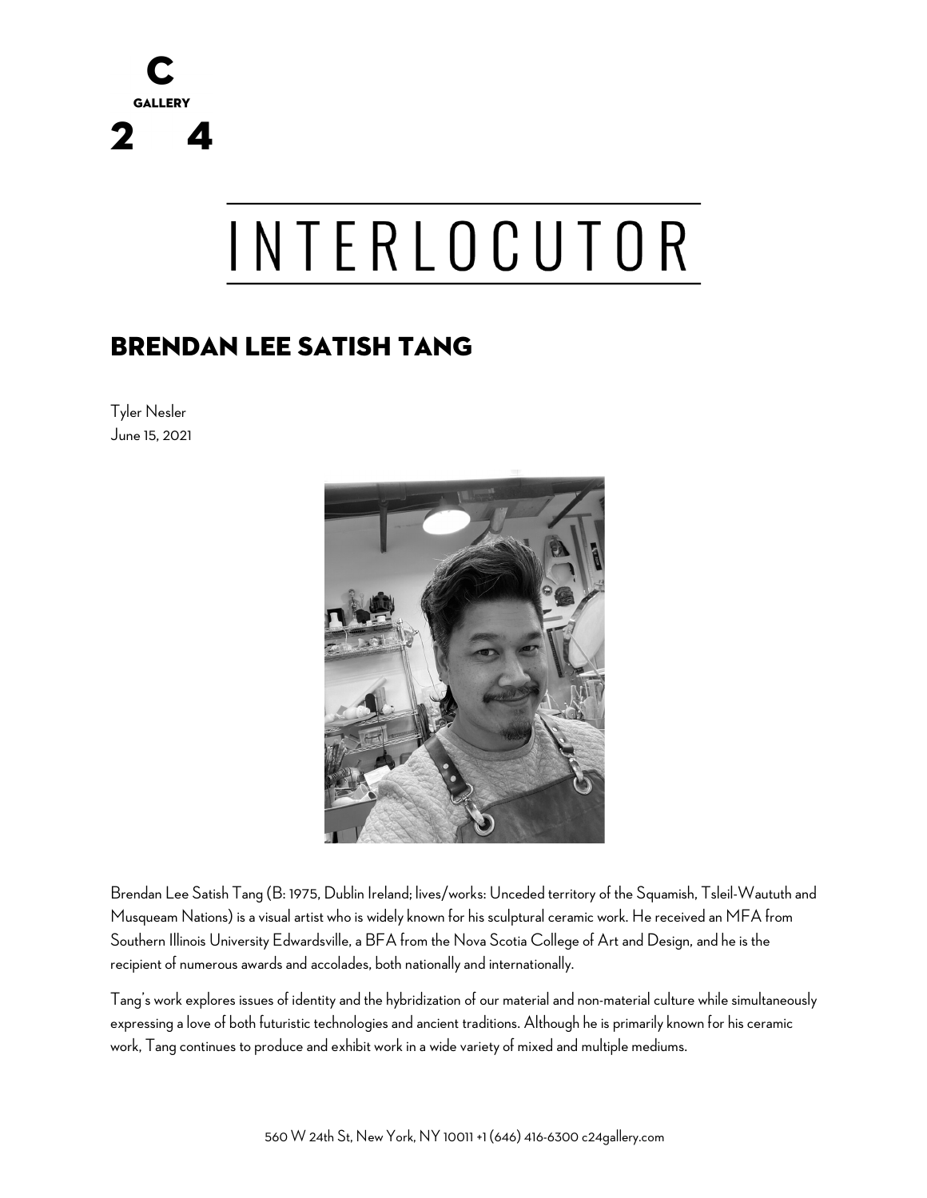C GALLERY 24

# INTERLOCUTOR

## BRENDAN LEE SATISH TANG

Tyler Nesler
June 15, 2021

Brendan Lee Satish Tang (B: 1975, Dublin Ireland; lives/works: Unceded territory of the Squamish, Tsleil-Waututh and Musqueam Nations) is a visual artist who is widely known for his sculptural ceramic work. He received an MFA from Southern Illinois University Edwardsville, a BFA from the Nova Scotia College of Art and Design, and he is the recipient of numerous awards and accolades, both nationally and internationally.

Tang's work explores issues of identity and the hybridization of our material and non-material culture while simultaneously expressing a love of both futuristic technologies and ancient traditions. Although he is primarily known for his ceramic work, Tang continues to produce and exhibit work in a wide variety of mixed and multiple mediums.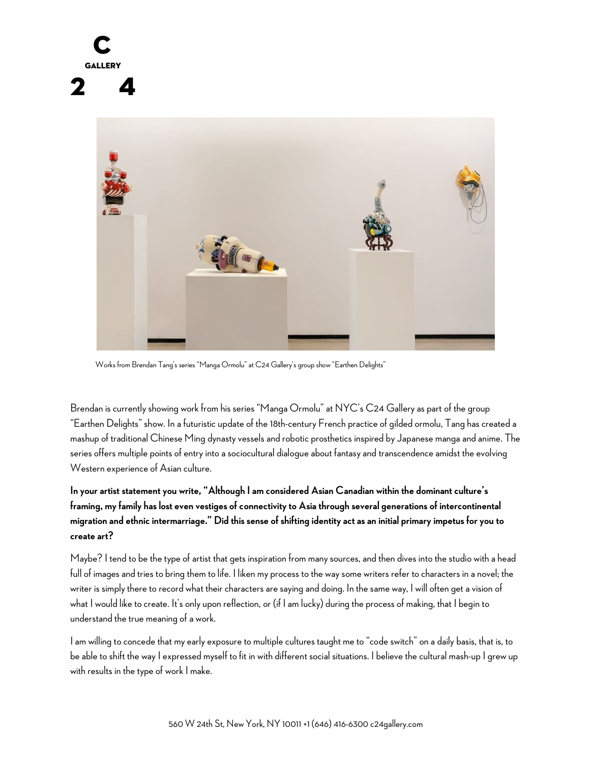Works from Brendan Tang's series "Manga Ormolu" at C24 Gallery's group show "Earthen Delights"

Brendan is currently showing work from his series "Manga Ormolu" at NYC's C24 Gallery as part of the group "Earthen Delights" show. In a futuristic update of the 18th-century French practice of gilded ormolu, Tang has created a mashup of traditional Chinese Ming dynasty vessels and robotic prosthetics inspired by Japanese manga and anime. The series offers multiple points of entry into a sociocultural dialogue about fantasy and transcendence amidst the evolving Western experience of Asian culture.

**In your artist statement you write, "Although I am considered Asian Canadian within the dominant culture's framing, my family has lost even vestiges of connectivity to Asia through several generations of intercontinental migration and ethnic intermarriage." Did this sense of shifting identity act as an initial primary impetus for you to create art?**

Maybe? I tend to be the type of artist that gets inspiration from many sources, and then dives into the studio with a head full of images and tries to bring them to life. I liken my process to the way some writers refer to characters in a novel; the writer is simply there to record what their characters are saying and doing. In the same way, I will often get a vision of what I would like to create. It's only upon reflection, or (if I am lucky) during the process of making, that I begin to understand the true meaning of a work.

I am willing to concede that my early exposure to multiple cultures taught me to "code switch" on a daily basis, that is, to be able to shift the way I expressed myself to fit in with different social situations. I believe the cultural mash-up I grew up with results in the type of work I make.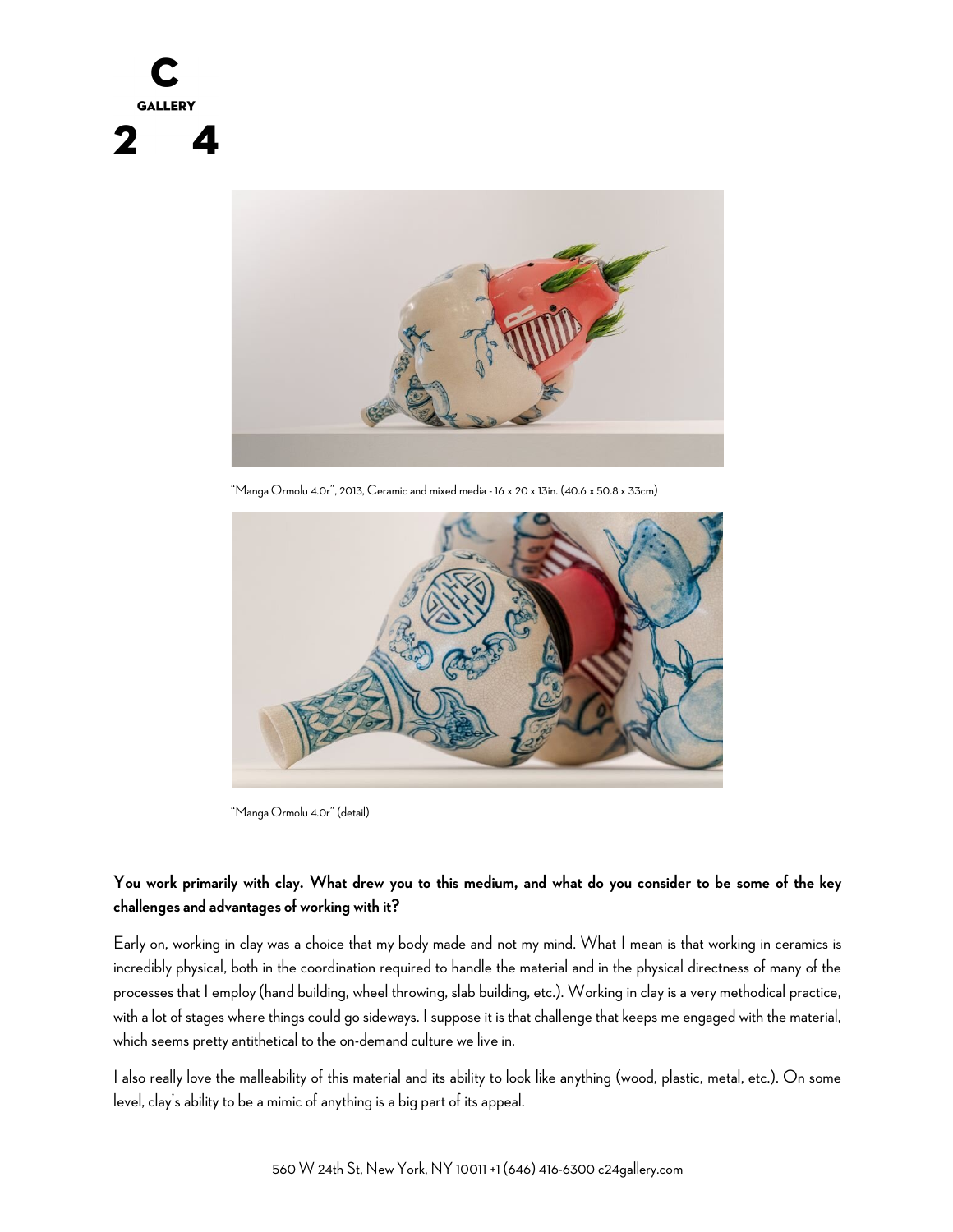"Manga Ormolu 4.0r", 2013, Ceramic and mixed media - 16 x 20 x 13in. (40.6 x 50.8 x 33cm)

"Manga Ormolu 4.0r" (detail)

**You work primarily with clay. What drew you to this medium, and what do you consider to be some of the key challenges and advantages of working with it?**

Early on, working in clay was a choice that my body made and not my mind. What I mean is that working in ceramics is incredibly physical, both in the coordination required to handle the material and in the physical directness of many of the processes that I employ (hand building, wheel throwing, slab building, etc.). Working in clay is a very methodical practice, with a lot of stages where things could go sideways. I suppose it is that challenge that keeps me engaged with the material, which seems pretty antithetical to the on-demand culture we live in.

I also really love the malleability of this material and its ability to look like anything (wood, plastic, metal, etc.). On some level, clay's ability to be a mimic of anything is a big part of its appeal.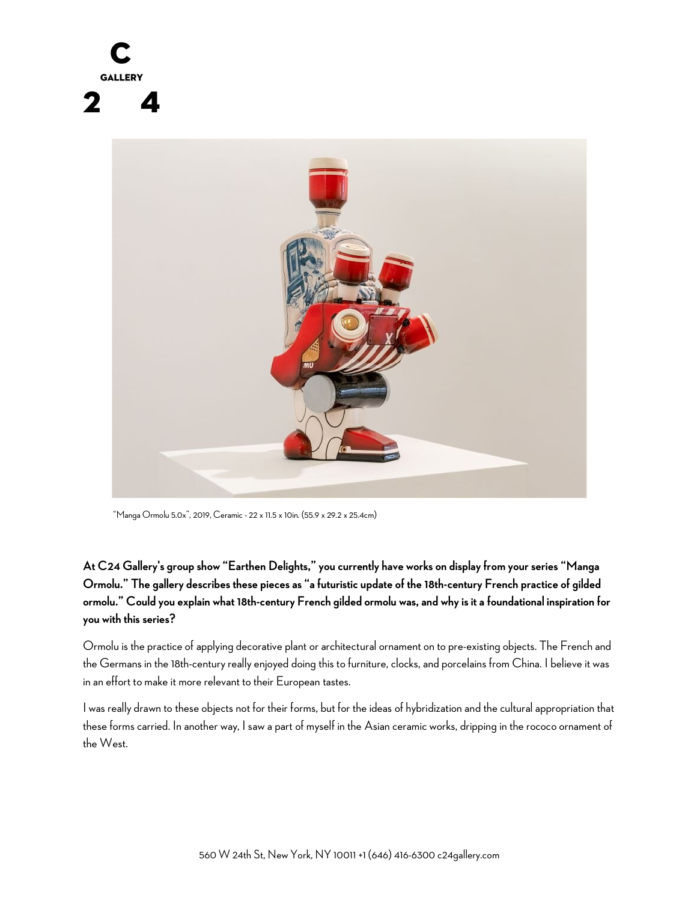"Manga Ormolu 5.0x", 2019, Ceramic - 22 x 11.5 x 10in. (55.9 x 29.2 x 25.4cm)

**At C24 Gallery's group show "Earthen Delights," you currently have works on display from your series "Manga Ormolu." The gallery describes these pieces as "a futuristic update of the 18th-century French practice of gilded ormolu." Could you explain what 18th-century French gilded ormolu was, and why is it a foundational inspiration for you with this series?**

Ormolu is the practice of applying decorative plant or architectural ornament on to pre-existing objects. The French and the Germans in the 18th-century really enjoyed doing this to furniture, clocks, and porcelains from China. I believe it was in an effort to make it more relevant to their European tastes.

I was really drawn to these objects not for their forms, but for the ideas of hybridization and the cultural appropriation that these forms carried. In another way, I saw a part of myself in the Asian ceramic works, dripping in the rococo ornament of the West.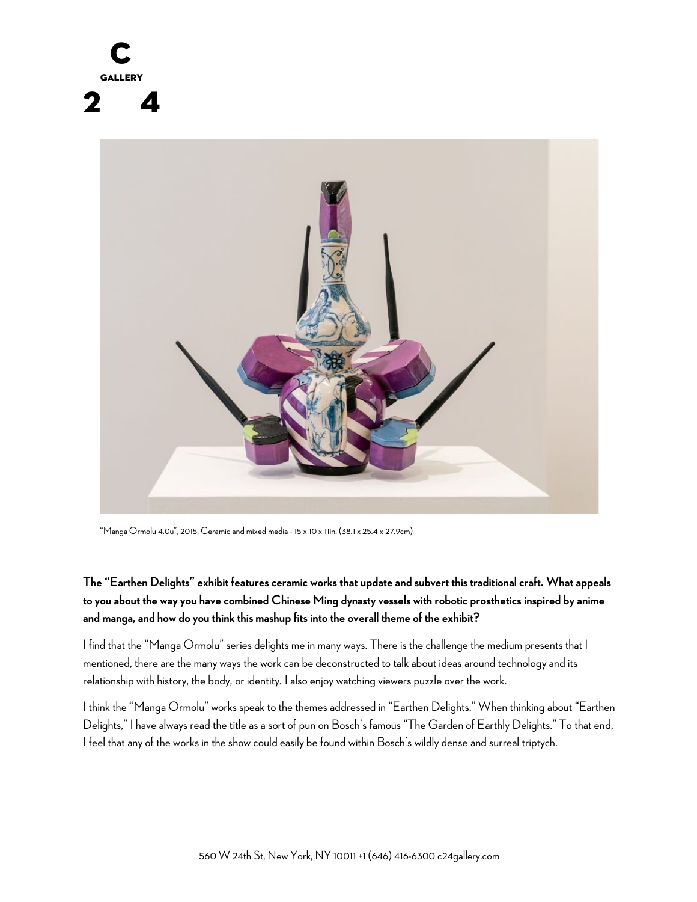"Manga Ormolu 4.0u", 2015, Ceramic and mixed media - 15 x 10 x 11in. (38.1 x 25.4 x 27.9cm)

**The "Earthen Delights" exhibit features ceramic works that update and subvert this traditional craft. What appeals to you about the way you have combined Chinese Ming dynasty vessels with robotic prosthetics inspired by anime and manga, and how do you think this mashup fits into the overall theme of the exhibit?**

I find that the "Manga Ormolu" series delights me in many ways. There is the challenge the medium presents that I mentioned, there are the many ways the work can be deconstructed to talk about ideas around technology and its relationship with history, the body, or identity. I also enjoy watching viewers puzzle over the work.

I think the "Manga Ormolu" works speak to the themes addressed in "Earthen Delights." When thinking about "Earthen Delights," I have always read the title as a sort of pun on Bosch's famous "The Garden of Earthly Delights." To that end, I feel that any of the works in the show could easily be found within Bosch's wildly dense and surreal triptych.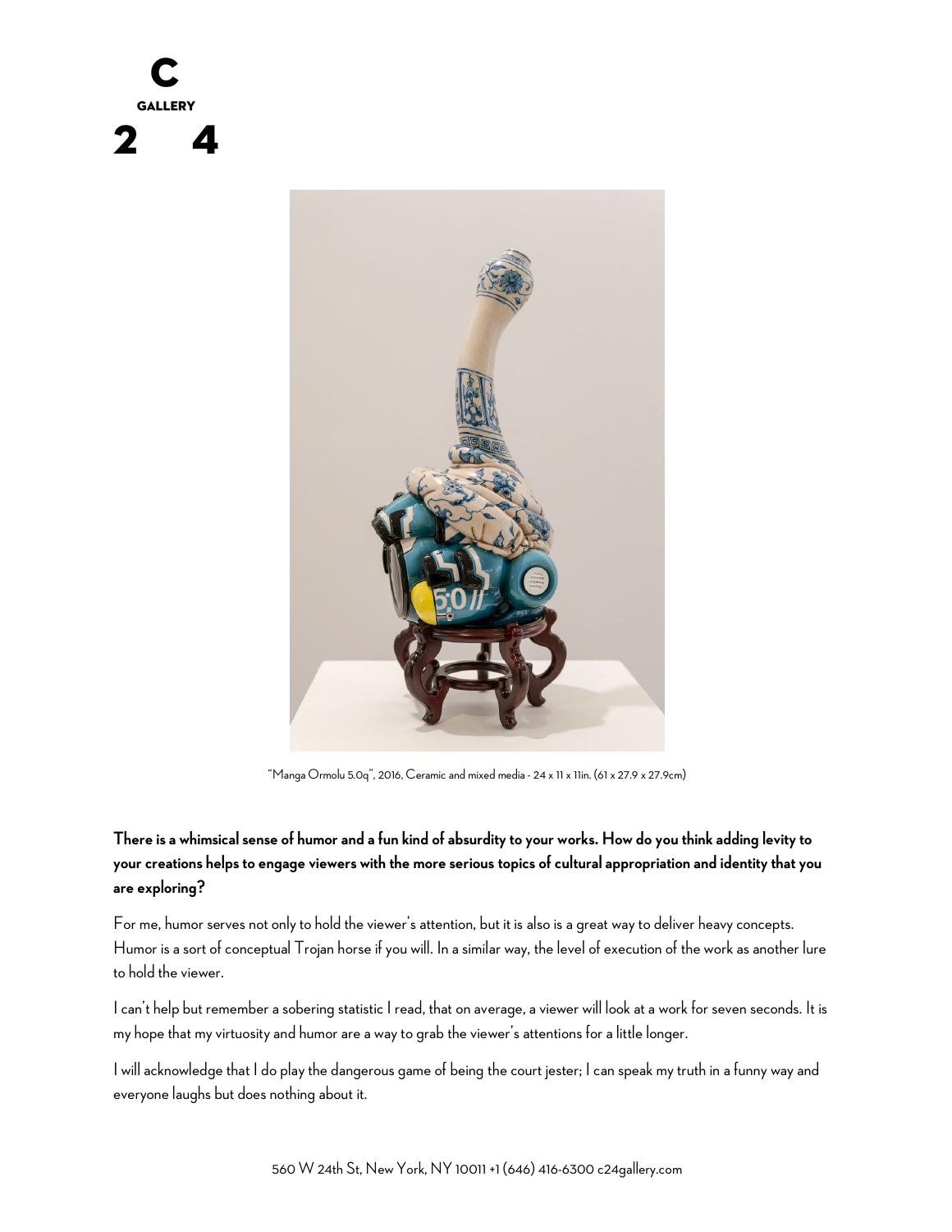"Manga Ormolu 5.0q", 2016, Ceramic and mixed media - 24 x 11 x 11in. (61 x 27.9 x 27.9cm)

**There is a whimsical sense of humor and a fun kind of absurdity to your works. How do you think adding levity to your creations helps to engage viewers with the more serious topics of cultural appropriation and identity that you are exploring?**

For me, humor serves not only to hold the viewer's attention, but it is also is a great way to deliver heavy concepts. Humor is a sort of conceptual Trojan horse if you will. In a similar way, the level of execution of the work as another lure to hold the viewer.

I can't help but remember a sobering statistic I read, that on average, a viewer will look at a work for seven seconds. It is my hope that my virtuosity and humor are a way to grab the viewer's attentions for a little longer.

I will acknowledge that I do play the dangerous game of being the court jester; I can speak my truth in a funny way and everyone laughs but does nothing about it.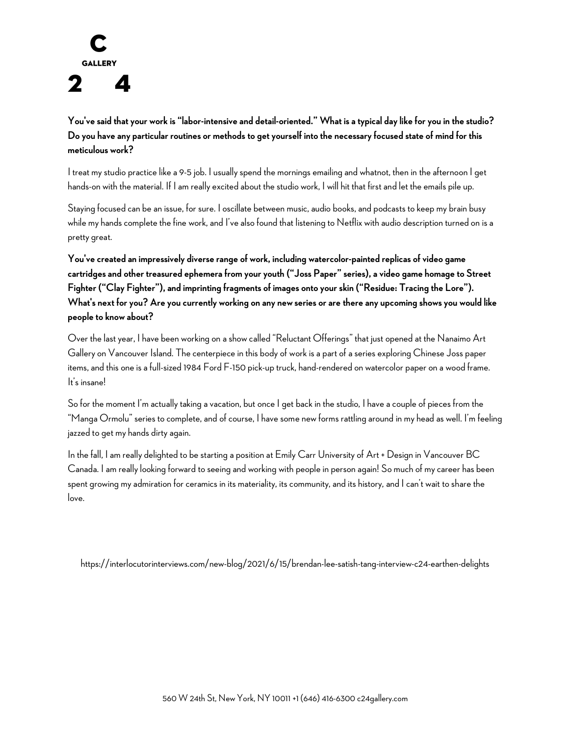**You've said that your work is "labor-intensive and detail-oriented." What is a typical day like for you in the studio? Do you have any particular routines or methods to get yourself into the necessary focused state of mind for this meticulous work?**

I treat my studio practice like a 9-5 job. I usually spend the mornings emailing and whatnot, then in the afternoon I get hands-on with the material. If I am really excited about the studio work, I will hit that first and let the emails pile up.

Staying focused can be an issue, for sure. I oscillate between music, audio books, and podcasts to keep my brain busy while my hands complete the fine work, and I've also found that listening to Netflix with audio description turned on is a pretty great.

**You've created an impressively diverse range of work, including watercolor-painted replicas of video game cartridges and other treasured ephemera from your youth ("Joss Paper" series), a video game homage to Street Fighter ("Clay Fighter"), and imprinting fragments of images onto your skin ("Residue: Tracing the Lore"). What's next for you? Are you currently working on any new series or are there any upcoming shows you would like people to know about?**

Over the last year, I have been working on a show called "Reluctant Offerings" that just opened at the Nanaimo Art Gallery on Vancouver Island. The centerpiece in this body of work is a part of a series exploring Chinese Joss paper items, and this one is a full-sized 1984 Ford F-150 pick-up truck, hand-rendered on watercolor paper on a wood frame. It's insane!

So for the moment I'm actually taking a vacation, but once I get back in the studio, I have a couple of pieces from the "Manga Ormolu" series to complete, and of course, I have some new forms rattling around in my head as well. I'm feeling jazzed to get my hands dirty again.

In the fall, I am really delighted to be starting a position at Emily Carr University of Art + Design in Vancouver BC Canada. I am really looking forward to seeing and working with people in person again! So much of my career has been spent growing my admiration for ceramics in its materiality, its community, and its history, and I can't wait to share the love.

https://interlocutorinterviews.com/new-blog/2021/6/15/brendan-lee-satish-tang-interview-c24-earthen-delights